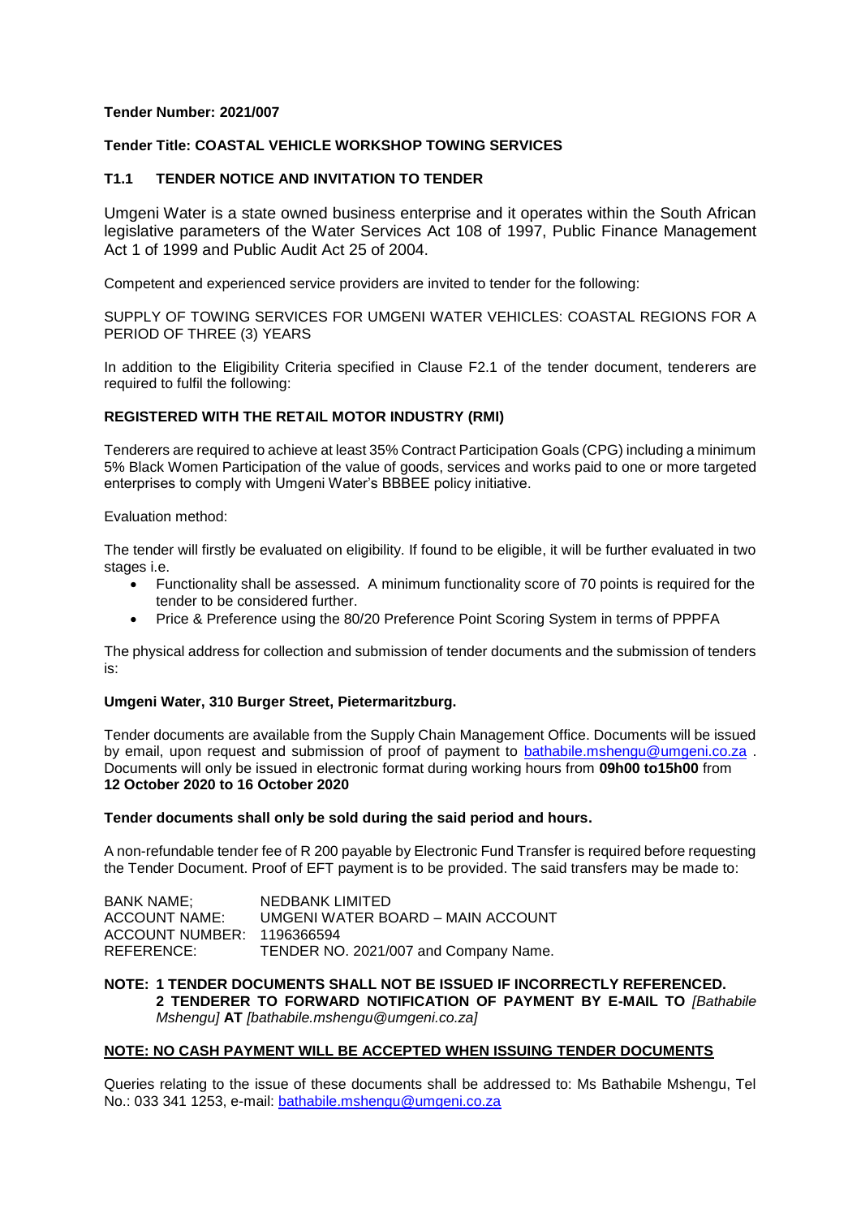**Tender Number: 2021/007**

**Tender Title: COASTAL VEHICLE WORKSHOP TOWING SERVICES**

## T1.1 TENDER NOTICE AND INVITATION TO TENDER

Umgeni Water is a state owned business enterprise and it operates within the South African legislative parameters of the Water Services Act 108 of 1997, Public Finance Management Act 1 of 1999 and Public Audit Act 25 of 2004.

Competent and experienced service providers are invited to tender for the following:

SUPPLY OF TOWING SERVICES FOR UMGENI WATER VEHICLES: COASTAL REGIONS FOR A PERIOD OF THREE (3) YEARS

In addition to the Eligibility Criteria specified in Clause F2.1 of the tender document, tenderers are required to fulfil the following:

**REGISTERED WITH THE RETAIL MOTOR INDUSTRY (RMI)**

Tenderers are required to achieve at least 35% Contract Participation Goals (CPG) including a minimum 5% Black Women Participation of the value of goods, services and works paid to one or more targeted enterprises to comply with Umgeni Water's BBBEE policy initiative.

Evaluation method:

The tender will firstly be evaluated on eligibility. If found to be eligible, it will be further evaluated in two stages i.e.

- Functionality shall be assessed. A minimum functionality score of 70 points is required for the tender to be considered further.
- Price & Preference using the 80/20 Preference Point Scoring System in terms of PPPFA

The physical address for collection and submission of tender documents and the submission of tenders is:

**Umgeni Water, 310 Burger Street, Pietermaritzburg.**

Tender documents are available from the Supply Chain Management Office. Documents will be issued by email, upon request and submission of proof of payment to bathabile.mshengu@umgeni.co.za . Documents will only be issued in electronic format during working hours from **09h00 to15h00** from **12 October 2020 to 16 October 2020**

**Tender documents shall only be sold during the said period and hours.**

A non-refundable tender fee of R 200 payable by Electronic Fund Transfer is required before requesting the Tender Document. Proof of EFT payment is to be provided. The said transfers may be made to:

BANK NAME; NEDBANK LIMITED
ACCOUNT NAME: UMGENI WATER BOARD – MAIN ACCOUNT
ACCOUNT NUMBER: 1196366594
REFERENCE: TENDER NO. 2021/007 and Company Name.

**NOTE: 1 TENDER DOCUMENTS SHALL NOT BE ISSUED IF INCORRECTLY REFERENCED.**
**2 TENDERER TO FORWARD NOTIFICATION OF PAYMENT BY E-MAIL TO** *[Bathabile Mshengu]* **AT** *[bathabile.mshengu@umgeni.co.za]*

**NOTE: NO CASH PAYMENT WILL BE ACCEPTED WHEN ISSUING TENDER DOCUMENTS**

Queries relating to the issue of these documents shall be addressed to: Ms Bathabile Mshengu, Tel No.: 033 341 1253, e-mail: bathabile.mshengu@umgeni.co.za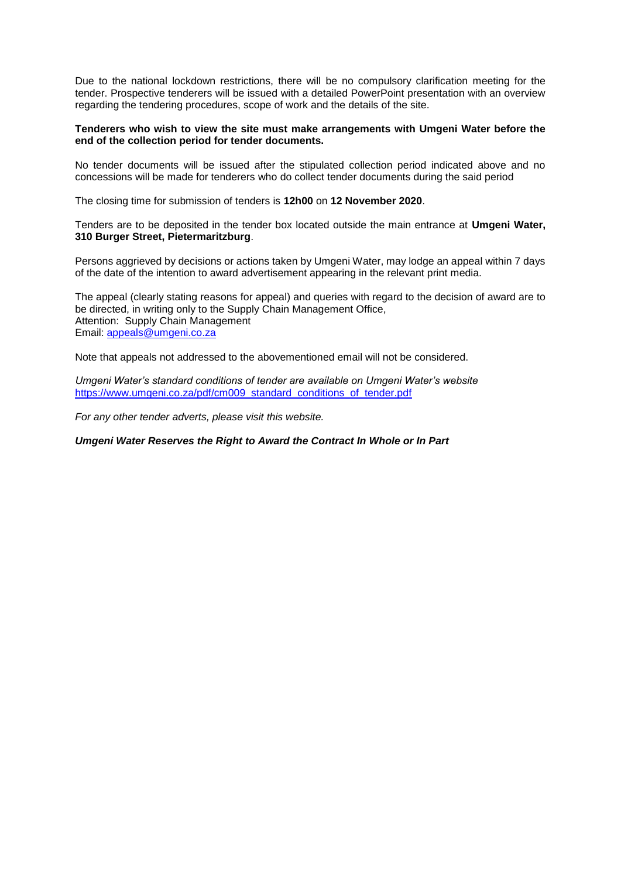Due to the national lockdown restrictions, there will be no compulsory clarification meeting for the tender. Prospective tenderers will be issued with a detailed PowerPoint presentation with an overview regarding the tendering procedures, scope of work and the details of the site.

**Tenderers who wish to view the site must make arrangements with Umgeni Water before the end of the collection period for tender documents.**

No tender documents will be issued after the stipulated collection period indicated above and no concessions will be made for tenderers who do collect tender documents during the said period

The closing time for submission of tenders is **12h00** on **12 November 2020**.

Tenders are to be deposited in the tender box located outside the main entrance at **Umgeni Water, 310 Burger Street, Pietermaritzburg**.

Persons aggrieved by decisions or actions taken by Umgeni Water, may lodge an appeal within 7 days of the date of the intention to award advertisement appearing in the relevant print media.

The appeal (clearly stating reasons for appeal) and queries with regard to the decision of award are to be directed, in writing only to the Supply Chain Management Office,
Attention: Supply Chain Management
Email: appeals@umgeni.co.za

Note that appeals not addressed to the abovementioned email will not be considered.

*Umgeni Water's standard conditions of tender are available on Umgeni Water's website*
https://www.umgeni.co.za/pdf/cm009_standard_conditions_of_tender.pdf

*For any other tender adverts, please visit this website.*

***Umgeni Water Reserves the Right to Award the Contract In Whole or In Part***